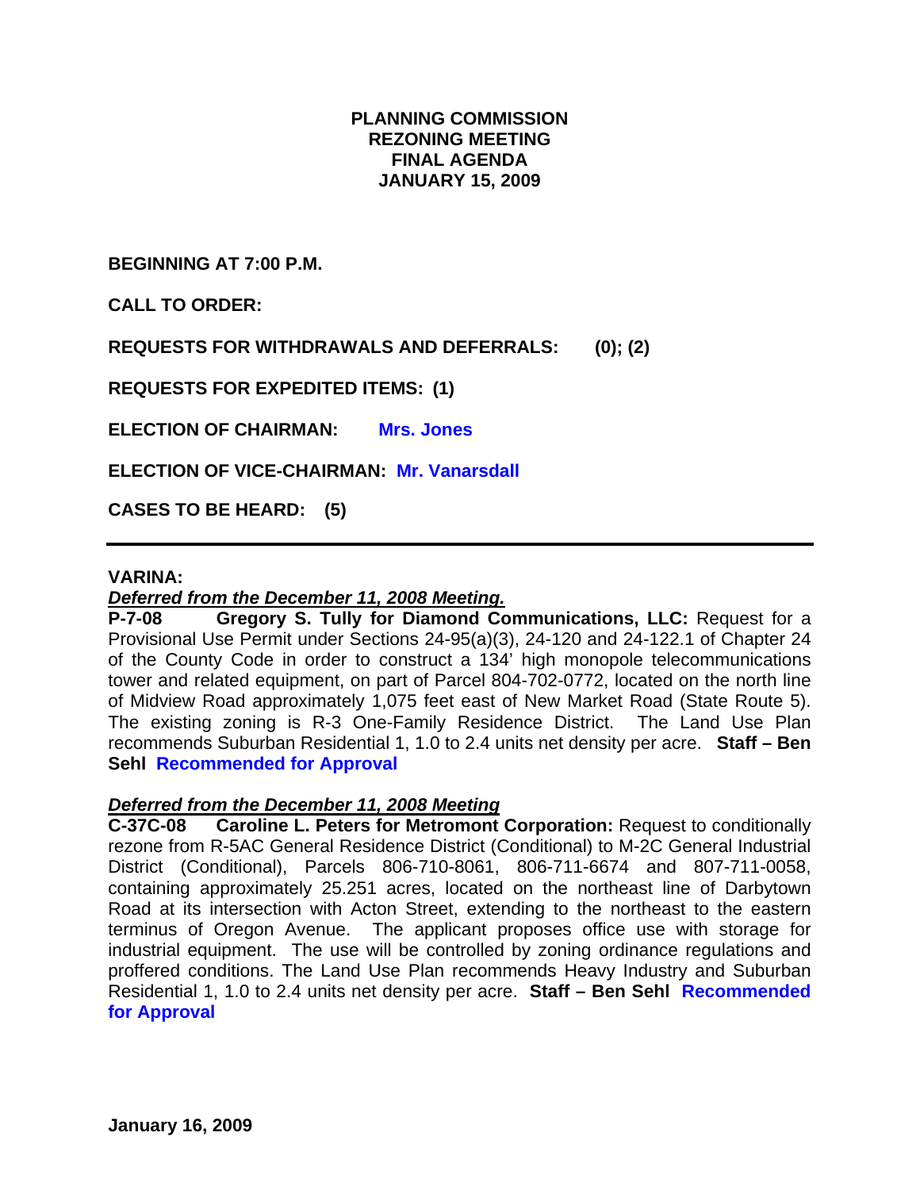# PLANNING COMMISSION
# REZONING MEETING
# FINAL AGENDA
# JANUARY 15, 2009

**BEGINNING AT 7:00 P.M.**

**CALL TO ORDER:**

**REQUESTS FOR WITHDRAWALS AND DEFERRALS: (0); (2)**

**REQUESTS FOR EXPEDITED ITEMS: (1)**

**ELECTION OF CHAIRMAN: Mrs. Jones**

**ELECTION OF VICE-CHAIRMAN: Mr. Vanarsdall**

**CASES TO BE HEARD: (5)**

---

**VARINA:**

***Deferred from the December 11, 2008 Meeting.***

**P-7-08 Gregory S. Tully for Diamond Communications, LLC:** Request for a Provisional Use Permit under Sections 24-95(a)(3), 24-120 and 24-122.1 of Chapter 24 of the County Code in order to construct a 134' high monopole telecommunications tower and related equipment, on part of Parcel 804-702-0772, located on the north line of Midview Road approximately 1,075 feet east of New Market Road (State Route 5). The existing zoning is R-3 One-Family Residence District. The Land Use Plan recommends Suburban Residential 1, 1.0 to 2.4 units net density per acre. **Staff – Ben Sehl Recommended for Approval**

***Deferred from the December 11, 2008 Meeting***

**C-37C-08 Caroline L. Peters for Metromont Corporation:** Request to conditionally rezone from R-5AC General Residence District (Conditional) to M-2C General Industrial District (Conditional), Parcels 806-710-8061, 806-711-6674 and 807-711-0058, containing approximately 25.251 acres, located on the northeast line of Darbytown Road at its intersection with Acton Street, extending to the northeast to the eastern terminus of Oregon Avenue. The applicant proposes office use with storage for industrial equipment. The use will be controlled by zoning ordinance regulations and proffered conditions. The Land Use Plan recommends Heavy Industry and Suburban Residential 1, 1.0 to 2.4 units net density per acre. **Staff – Ben Sehl Recommended for Approval**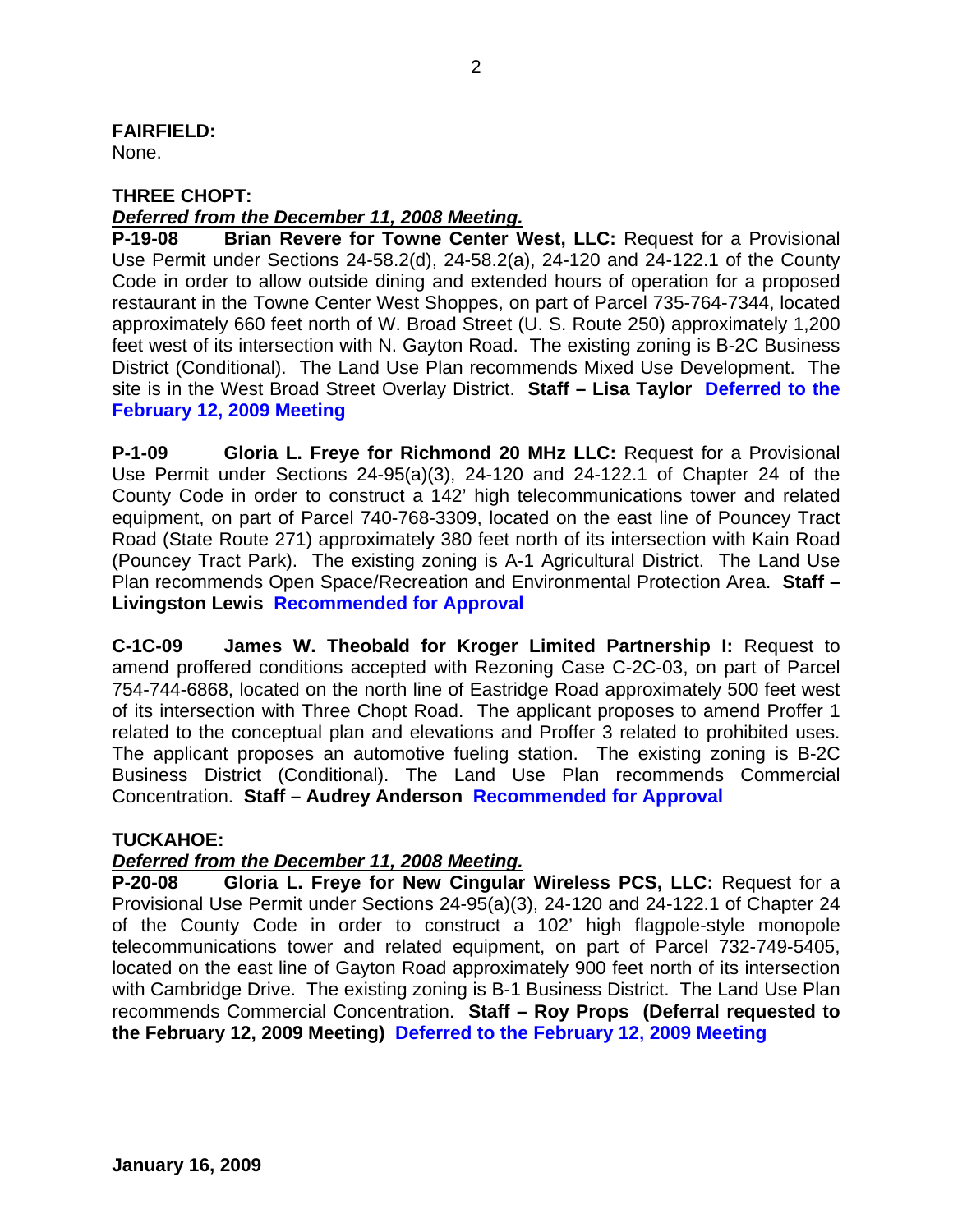**FAIRFIELD:**
None.

**THREE CHOPT:**
***Deferred from the December 11, 2008 Meeting.***

**P-19-08 Brian Revere for Towne Center West, LLC:** Request for a Provisional Use Permit under Sections 24-58.2(d), 24-58.2(a), 24-120 and 24-122.1 of the County Code in order to allow outside dining and extended hours of operation for a proposed restaurant in the Towne Center West Shoppes, on part of Parcel 735-764-7344, located approximately 660 feet north of W. Broad Street (U. S. Route 250) approximately 1,200 feet west of its intersection with N. Gayton Road. The existing zoning is B-2C Business District (Conditional). The Land Use Plan recommends Mixed Use Development. The site is in the West Broad Street Overlay District. **Staff – Lisa Taylor** **Deferred to the February 12, 2009 Meeting**

**P-1-09 Gloria L. Freye for Richmond 20 MHz LLC:** Request for a Provisional Use Permit under Sections 24-95(a)(3), 24-120 and 24-122.1 of Chapter 24 of the County Code in order to construct a 142' high telecommunications tower and related equipment, on part of Parcel 740-768-3309, located on the east line of Pouncey Tract Road (State Route 271) approximately 380 feet north of its intersection with Kain Road (Pouncey Tract Park). The existing zoning is A-1 Agricultural District. The Land Use Plan recommends Open Space/Recreation and Environmental Protection Area. **Staff – Livingston Lewis** **Recommended for Approval**

**C-1C-09 James W. Theobald for Kroger Limited Partnership I:** Request to amend proffered conditions accepted with Rezoning Case C-2C-03, on part of Parcel 754-744-6868, located on the north line of Eastridge Road approximately 500 feet west of its intersection with Three Chopt Road. The applicant proposes to amend Proffer 1 related to the conceptual plan and elevations and Proffer 3 related to prohibited uses. The applicant proposes an automotive fueling station. The existing zoning is B-2C Business District (Conditional). The Land Use Plan recommends Commercial Concentration. **Staff – Audrey Anderson** **Recommended for Approval**

**TUCKAHOE:**
***Deferred from the December 11, 2008 Meeting.***

**P-20-08 Gloria L. Freye for New Cingular Wireless PCS, LLC:** Request for a Provisional Use Permit under Sections 24-95(a)(3), 24-120 and 24-122.1 of Chapter 24 of the County Code in order to construct a 102' high flagpole-style monopole telecommunications tower and related equipment, on part of Parcel 732-749-5405, located on the east line of Gayton Road approximately 900 feet north of its intersection with Cambridge Drive. The existing zoning is B-1 Business District. The Land Use Plan recommends Commercial Concentration. **Staff – Roy Props** **(Deferral requested to the February 12, 2009 Meeting)** **Deferred to the February 12, 2009 Meeting**

**January 16, 2009**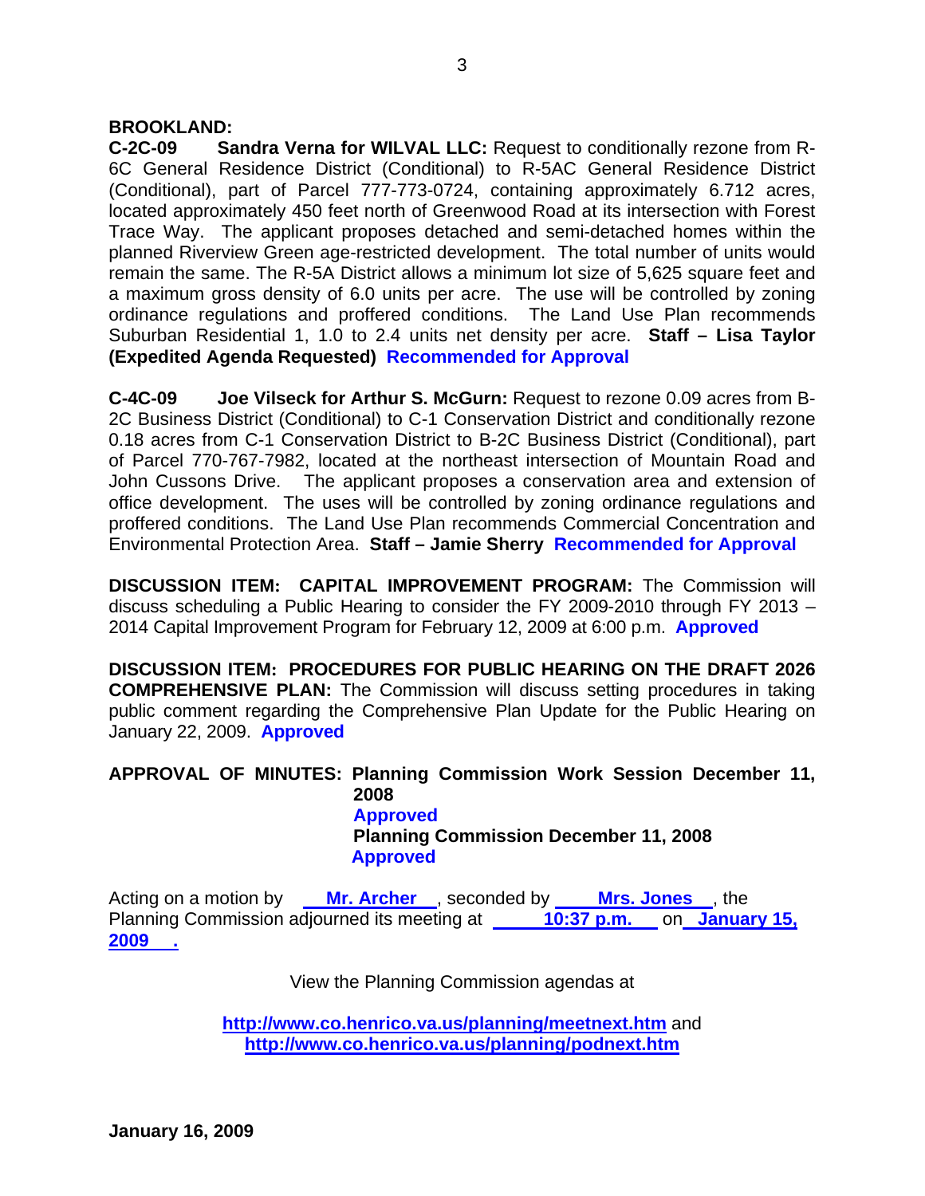**BROOKLAND:**

**C-2C-09 Sandra Verna for WILVAL LLC:** Request to conditionally rezone from R-6C General Residence District (Conditional) to R-5AC General Residence District (Conditional), part of Parcel 777-773-0724, containing approximately 6.712 acres, located approximately 450 feet north of Greenwood Road at its intersection with Forest Trace Way. The applicant proposes detached and semi-detached homes within the planned Riverview Green age-restricted development. The total number of units would remain the same. The R-5A District allows a minimum lot size of 5,625 square feet and a maximum gross density of 6.0 units per acre. The use will be controlled by zoning ordinance regulations and proffered conditions. The Land Use Plan recommends Suburban Residential 1, 1.0 to 2.4 units net density per acre. **Staff – Lisa Taylor (Expedited Agenda Requested)** **Recommended for Approval**

**C-4C-09 Joe Vilseck for Arthur S. McGurn:** Request to rezone 0.09 acres from B-2C Business District (Conditional) to C-1 Conservation District and conditionally rezone 0.18 acres from C-1 Conservation District to B-2C Business District (Conditional), part of Parcel 770-767-7982, located at the northeast intersection of Mountain Road and John Cussons Drive. The applicant proposes a conservation area and extension of office development. The uses will be controlled by zoning ordinance regulations and proffered conditions. The Land Use Plan recommends Commercial Concentration and Environmental Protection Area. **Staff – Jamie Sherry** **Recommended for Approval**

**DISCUSSION ITEM: CAPITAL IMPROVEMENT PROGRAM:** The Commission will discuss scheduling a Public Hearing to consider the FY 2009-2010 through FY 2013 – 2014 Capital Improvement Program for February 12, 2009 at 6:00 p.m. **Approved**

**DISCUSSION ITEM: PROCEDURES FOR PUBLIC HEARING ON THE DRAFT 2026 COMPREHENSIVE PLAN:** The Commission will discuss setting procedures in taking public comment regarding the Comprehensive Plan Update for the Public Hearing on January 22, 2009. **Approved**

**APPROVAL OF MINUTES: Planning Commission Work Session December 11, 2008**
**Approved**
**Planning Commission December 11, 2008**
**Approved**

Acting on a motion by **Mr. Archer**, seconded by **Mrs. Jones**, the Planning Commission adjourned its meeting at **10:37 p.m.** on **January 15, 2009.**

View the Planning Commission agendas at

http://www.co.henrico.va.us/planning/meetnext.htm and
http://www.co.henrico.va.us/planning/podnext.htm

**January 16, 2009**